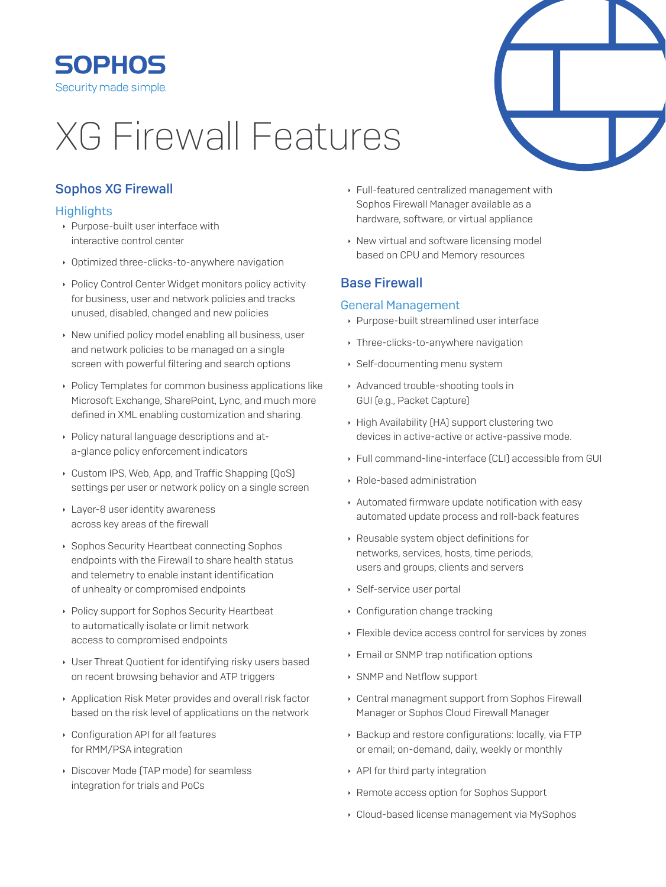SOPHOS

Security made simple.

# XG Firewall Features

## Sophos XG Firewall

### Highlights

- Purpose-built user interface with interactive control center
- Optimized three-clicks-to-anywhere navigation
- Policy Control Center Widget monitors policy activity for business, user and network policies and tracks unused, disabled, changed and new policies
- New unified policy model enabling all business, user and network policies to be managed on a single screen with powerful filtering and search options
- Policy Templates for common business applications like Microsoft Exchange, SharePoint, Lync, and much more defined in XML enabling customization and sharing.
- Policy natural language descriptions and at-a-glance policy enforcement indicators
- Custom IPS, Web, App, and Traffic Shapping (QoS) settings per user or network policy on a single screen
- Layer-8 user identity awareness across key areas of the firewall
- Sophos Security Heartbeat connecting Sophos endpoints with the Firewall to share health status and telemetry to enable instant identification of unhealty or compromised endpoints
- Policy support for Sophos Security Heartbeat to automatically isolate or limit network access to compromised endpoints
- User Threat Quotient for identifying risky users based on recent browsing behavior and ATP triggers
- Application Risk Meter provides and overall risk factor based on the risk level of applications on the network
- Configuration API for all features for RMM/PSA integration
- Discover Mode (TAP mode) for seamless integration for trials and PoCs
- Full-featured centralized management with Sophos Firewall Manager available as a hardware, software, or virtual appliance
- New virtual and software licensing model based on CPU and Memory resources

## Base Firewall

### General Management

- Purpose-built streamlined user interface
- Three-clicks-to-anywhere navigation
- Self-documenting menu system
- Advanced trouble-shooting tools in GUI (e.g., Packet Capture)
- High Availability (HA) support clustering two devices in active-active or active-passive mode.
- Full command-line-interface (CLI) accessible from GUI
- Role-based administration
- Automated firmware update notification with easy automated update process and roll-back features
- Reusable system object definitions for networks, services, hosts, time periods, users and groups, clients and servers
- Self-service user portal
- Configuration change tracking
- Flexible device access control for services by zones
- Email or SNMP trap notification options
- SNMP and Netflow support
- Central managment support from Sophos Firewall Manager or Sophos Cloud Firewall Manager
- Backup and restore configurations: locally, via FTP or email; on-demand, daily, weekly or monthly
- API for third party integration
- Remote access option for Sophos Support
- Cloud-based license management via MySophos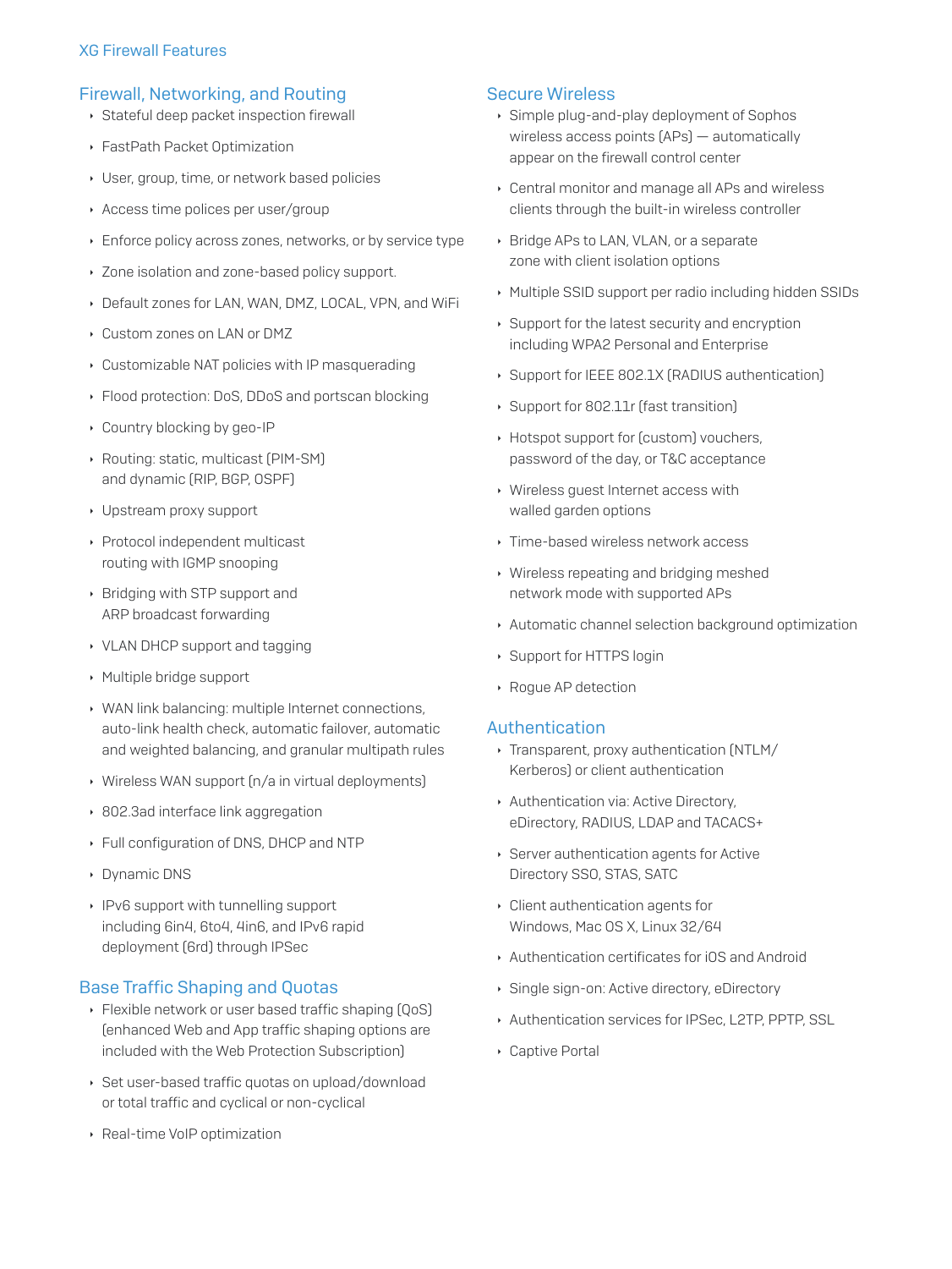## XG Firewall Features

### Firewall, Networking, and Routing

- Stateful deep packet inspection firewall
- FastPath Packet Optimization
- User, group, time, or network based policies
- Access time polices per user/group
- Enforce policy across zones, networks, or by service type
- Zone isolation and zone-based policy support.
- Default zones for LAN, WAN, DMZ, LOCAL, VPN, and WiFi
- Custom zones on LAN or DMZ
- Customizable NAT policies with IP masquerading
- Flood protection: DoS, DDoS and portscan blocking
- Country blocking by geo-IP
- Routing: static, multicast (PIM-SM) and dynamic (RIP, BGP, OSPF)
- Upstream proxy support
- Protocol independent multicast routing with IGMP snooping
- Bridging with STP support and ARP broadcast forwarding
- VLAN DHCP support and tagging
- Multiple bridge support
- WAN link balancing: multiple Internet connections, auto-link health check, automatic failover, automatic and weighted balancing, and granular multipath rules
- Wireless WAN support (n/a in virtual deployments)
- 802.3ad interface link aggregation
- Full configuration of DNS, DHCP and NTP
- Dynamic DNS
- IPv6 support with tunnelling support including 6in4, 6to4, 4in6, and IPv6 rapid deployment (6rd) through IPSec

### Base Traffic Shaping and Quotas

- Flexible network or user based traffic shaping (QoS) (enhanced Web and App traffic shaping options are included with the Web Protection Subscription)
- Set user-based traffic quotas on upload/download or total traffic and cyclical or non-cyclical
- Real-time VoIP optimization

### Secure Wireless

- Simple plug-and-play deployment of Sophos wireless access points (APs) — automatically appear on the firewall control center
- Central monitor and manage all APs and wireless clients through the built-in wireless controller
- Bridge APs to LAN, VLAN, or a separate zone with client isolation options
- Multiple SSID support per radio including hidden SSIDs
- Support for the latest security and encryption including WPA2 Personal and Enterprise
- Support for IEEE 802.1X (RADIUS authentication)
- Support for 802.11r (fast transition)
- Hotspot support for (custom) vouchers, password of the day, or T&C acceptance
- Wireless guest Internet access with walled garden options
- Time-based wireless network access
- Wireless repeating and bridging meshed network mode with supported APs
- Automatic channel selection background optimization
- Support for HTTPS login
- Rogue AP detection

### Authentication

- Transparent, proxy authentication (NTLM/ Kerberos) or client authentication
- Authentication via: Active Directory, eDirectory, RADIUS, LDAP and TACACS+
- Server authentication agents for Active Directory SSO, STAS, SATC
- Client authentication agents for Windows, Mac OS X, Linux 32/64
- Authentication certificates for iOS and Android
- Single sign-on: Active directory, eDirectory
- Authentication services for IPSec, L2TP, PPTP, SSL
- Captive Portal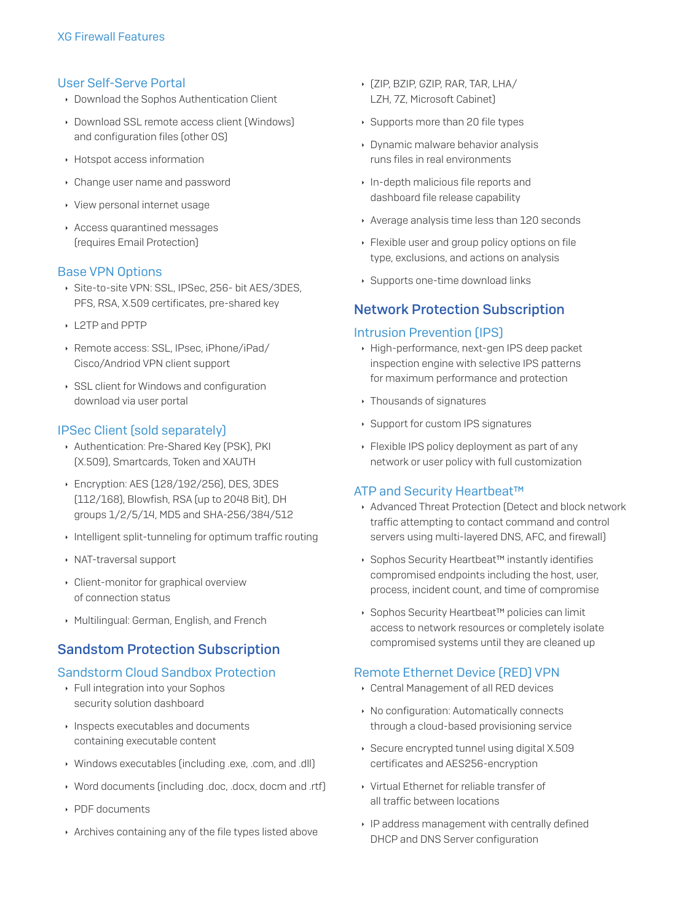## User Self-Serve Portal

- Download the Sophos Authentication Client
- Download SSL remote access client (Windows) and configuration files (other OS)
- Hotspot access information
- Change user name and password
- View personal internet usage
- Access quarantined messages (requires Email Protection)

## Base VPN Options

- Site-to-site VPN: SSL, IPSec, 256- bit AES/3DES, PFS, RSA, X.509 certificates, pre-shared key
- L2TP and PPTP
- Remote access: SSL, IPsec, iPhone/iPad/Cisco/Andriod VPN client support
- SSL client for Windows and configuration download via user portal

## IPSec Client (sold separately)

- Authentication: Pre-Shared Key (PSK), PKI (X.509), Smartcards, Token and XAUTH
- Encryption: AES (128/192/256), DES, 3DES (112/168), Blowfish, RSA (up to 2048 Bit), DH groups 1/2/5/14, MD5 and SHA-256/384/512
- Intelligent split-tunneling for optimum traffic routing
- NAT-traversal support
- Client-monitor for graphical overview of connection status
- Multilingual: German, English, and French

# Sandstom Protection Subscription

## Sandstorm Cloud Sandbox Protection

- Full integration into your Sophos security solution dashboard
- Inspects executables and documents containing executable content
- Windows executables (including .exe, .com, and .dll)
- Word documents (including .doc, .docx, docm and .rtf)
- PDF documents
- Archives containing any of the file types listed above
- (ZIP, BZIP, GZIP, RAR, TAR, LHA/LZH, 7Z, Microsoft Cabinet)
- Supports more than 20 file types
- Dynamic malware behavior analysis runs files in real environments
- In-depth malicious file reports and dashboard file release capability
- Average analysis time less than 120 seconds
- Flexible user and group policy options on file type, exclusions, and actions on analysis
- Supports one-time download links

# Network Protection Subscription

## Intrusion Prevention (IPS)

- High-performance, next-gen IPS deep packet inspection engine with selective IPS patterns for maximum performance and protection
- Thousands of signatures
- Support for custom IPS signatures
- Flexible IPS policy deployment as part of any network or user policy with full customization

## ATP and Security Heartbeat™

- Advanced Threat Protection (Detect and block network traffic attempting to contact command and control servers using multi-layered DNS, AFC, and firewall)
- Sophos Security Heartbeat™ instantly identifies compromised endpoints including the host, user, process, incident count, and time of compromise
- Sophos Security Heartbeat™ policies can limit access to network resources or completely isolate compromised systems until they are cleaned up

## Remote Ethernet Device (RED) VPN

- Central Management of all RED devices
- No configuration: Automatically connects through a cloud-based provisioning service
- Secure encrypted tunnel using digital X.509 certificates and AES256-encryption
- Virtual Ethernet for reliable transfer of all traffic between locations
- IP address management with centrally defined DHCP and DNS Server configuration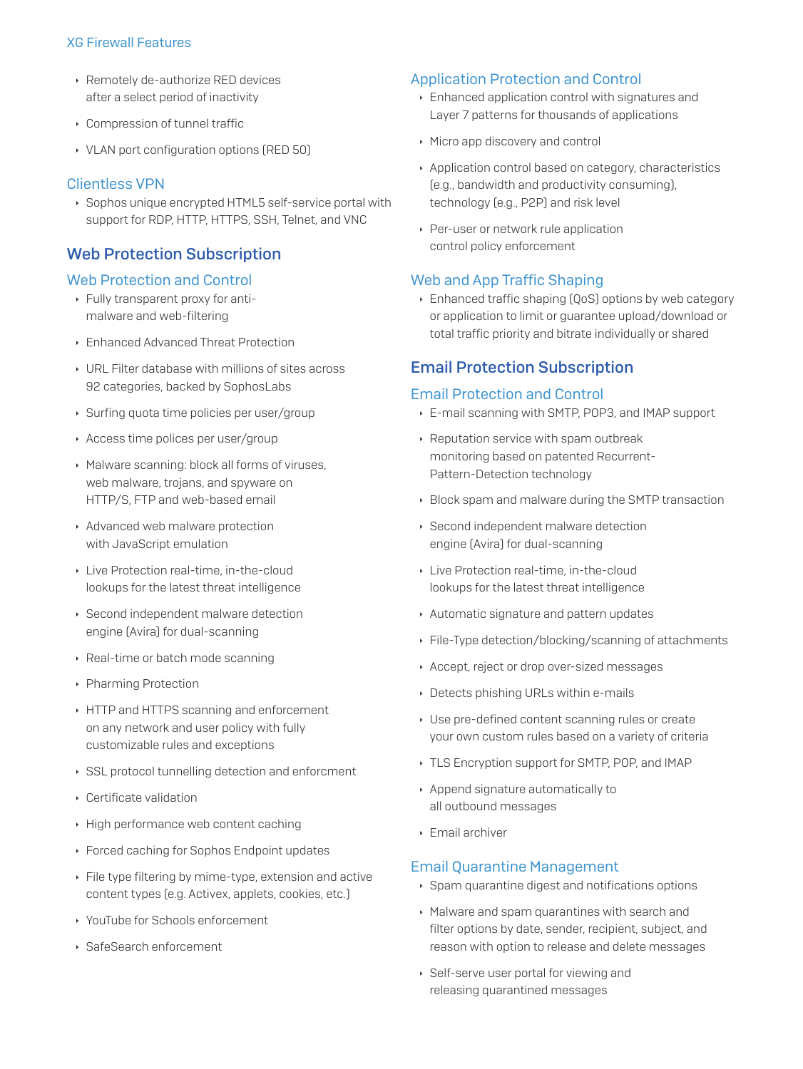- Remotely de-authorize RED devices after a select period of inactivity
- Compression of tunnel traffic
- VLAN port configuration options (RED 50)

### Clientless VPN

- Sophos unique encrypted HTML5 self-service portal with support for RDP, HTTP, HTTPS, SSH, Telnet, and VNC

## Web Protection Subscription

### Web Protection and Control

- Fully transparent proxy for anti-malware and web-filtering
- Enhanced Advanced Threat Protection
- URL Filter database with millions of sites across 92 categories, backed by SophosLabs
- Surfing quota time policies per user/group
- Access time polices per user/group
- Malware scanning: block all forms of viruses, web malware, trojans, and spyware on HTTP/S, FTP and web-based email
- Advanced web malware protection with JavaScript emulation
- Live Protection real-time, in-the-cloud lookups for the latest threat intelligence
- Second independent malware detection engine (Avira) for dual-scanning
- Real-time or batch mode scanning
- Pharming Protection
- HTTP and HTTPS scanning and enforcement on any network and user policy with fully customizable rules and exceptions
- SSL protocol tunnelling detection and enforcment
- Certificate validation
- High performance web content caching
- Forced caching for Sophos Endpoint updates
- File type filtering by mime-type, extension and active content types (e.g. Activex, applets, cookies, etc.)
- YouTube for Schools enforcement
- SafeSearch enforcement

### Application Protection and Control

- Enhanced application control with signatures and Layer 7 patterns for thousands of applications
- Micro app discovery and control
- Application control based on category, characteristics (e.g., bandwidth and productivity consuming), technology (e.g., P2P) and risk level
- Per-user or network rule application control policy enforcement

### Web and App Traffic Shaping

- Enhanced traffic shaping (QoS) options by web category or application to limit or guarantee upload/download or total traffic priority and bitrate individually or shared

## Email Protection Subscription

### Email Protection and Control

- E-mail scanning with SMTP, POP3, and IMAP support
- Reputation service with spam outbreak monitoring based on patented Recurrent-Pattern-Detection technology
- Block spam and malware during the SMTP transaction
- Second independent malware detection engine (Avira) for dual-scanning
- Live Protection real-time, in-the-cloud lookups for the latest threat intelligence
- Automatic signature and pattern updates
- File-Type detection/blocking/scanning of attachments
- Accept, reject or drop over-sized messages
- Detects phishing URLs within e-mails
- Use pre-defined content scanning rules or create your own custom rules based on a variety of criteria
- TLS Encryption support for SMTP, POP, and IMAP
- Append signature automatically to all outbound messages
- Email archiver

### Email Quarantine Management

- Spam quarantine digest and notifications options
- Malware and spam quarantines with search and filter options by date, sender, recipient, subject, and reason with option to release and delete messages
- Self-serve user portal for viewing and releasing quarantined messages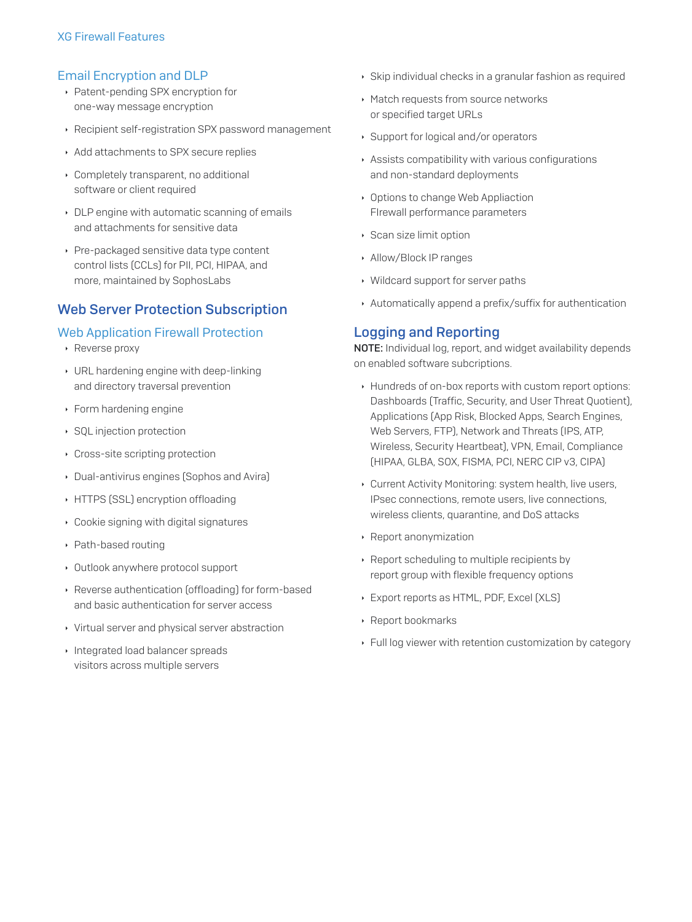## Email Encryption and DLP

- Patent-pending SPX encryption for one-way message encryption
- Recipient self-registration SPX password management
- Add attachments to SPX secure replies
- Completely transparent, no additional software or client required
- DLP engine with automatic scanning of emails and attachments for sensitive data
- Pre-packaged sensitive data type content control lists (CCLs) for PII, PCI, HIPAA, and more, maintained by SophosLabs

## Web Server Protection Subscription

### Web Application Firewall Protection

- Reverse proxy
- URL hardening engine with deep-linking and directory traversal prevention
- Form hardening engine
- SQL injection protection
- Cross-site scripting protection
- Dual-antivirus engines (Sophos and Avira)
- HTTPS (SSL) encryption offloading
- Cookie signing with digital signatures
- Path-based routing
- Outlook anywhere protocol support
- Reverse authentication (offloading) for form-based and basic authentication for server access
- Virtual server and physical server abstraction
- Integrated load balancer spreads visitors across multiple servers
- Skip individual checks in a granular fashion as required
- Match requests from source networks or specified target URLs
- Support for logical and/or operators
- Assists compatibility with various configurations and non-standard deployments
- Options to change Web Appliaction FIrewall performance parameters
- Scan size limit option
- Allow/Block IP ranges
- Wildcard support for server paths
- Automatically append a prefix/suffix for authentication

## Logging and Reporting

**NOTE:** Individual log, report, and widget availability depends on enabled software subcriptions.

- Hundreds of on-box reports with custom report options: Dashboards (Traffic, Security, and User Threat Quotient), Applications (App Risk, Blocked Apps, Search Engines, Web Servers, FTP), Network and Threats (IPS, ATP, Wireless, Security Heartbeat), VPN, Email, Compliance (HIPAA, GLBA, SOX, FISMA, PCI, NERC CIP v3, CIPA)
- Current Activity Monitoring: system health, live users, IPsec connections, remote users, live connections, wireless clients, quarantine, and DoS attacks
- Report anonymization
- Report scheduling to multiple recipients by report group with flexible frequency options
- Export reports as HTML, PDF, Excel (XLS)
- Report bookmarks
- Full log viewer with retention customization by category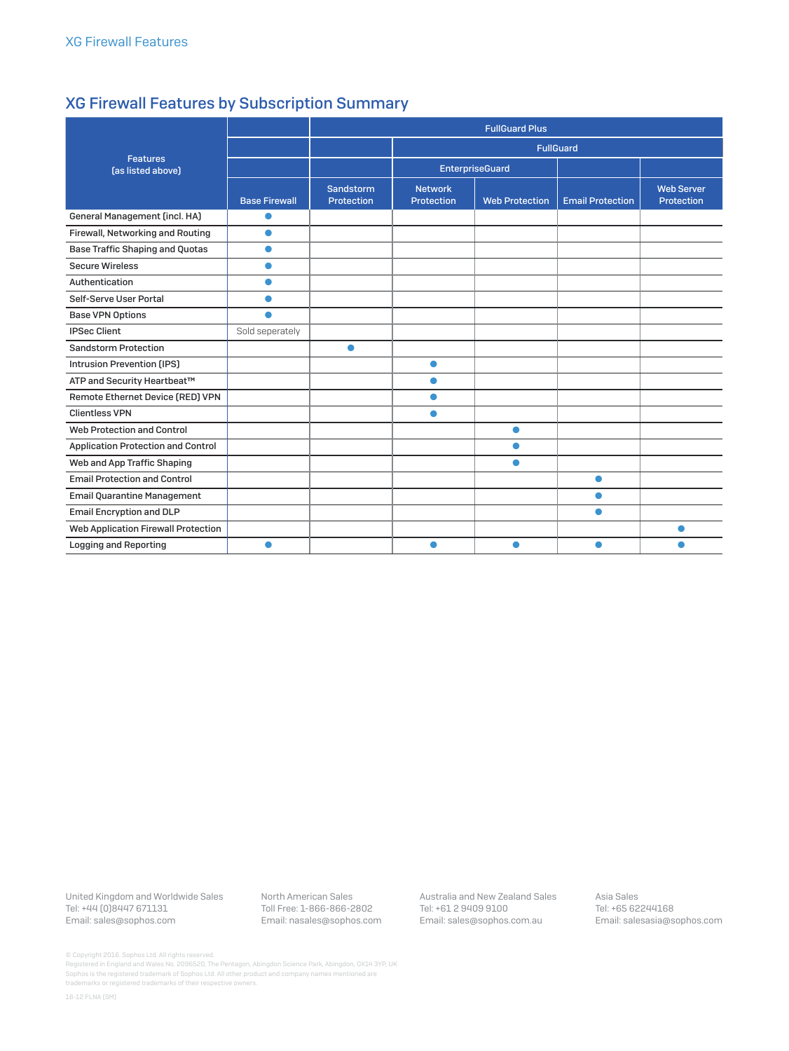## XG Firewall Features by Subscription Summary

| Features (as listed above) | | FullGuard Plus | | | | |
|---|---|---|---|---|---|---|
| | | | FullGuard | | | |
| | | | EnterpriseGuard | | | |
| | Base Firewall | Sandstorm Protection | Network Protection | Web Protection | Email Protection | Web Server Protection |
| General Management (incl. HA) | ● | | | | | |
| Firewall, Networking and Routing | ● | | | | | |
| Base Traffic Shaping and Quotas | ● | | | | | |
| Secure Wireless | ● | | | | | |
| Authentication | ● | | | | | |
| Self-Serve User Portal | ● | | | | | |
| Base VPN Options | ● | | | | | |
| IPSec Client | Sold seperately | | | | | |
| Sandstorm Protection | | ● | | | | |
| Intrusion Prevention (IPS) | | | ● | | | |
| ATP and Security Heartbeat™ | | | ● | | | |
| Remote Ethernet Device (RED) VPN | | | ● | | | |
| Clientless VPN | | | ● | | | |
| Web Protection and Control | | | | ● | | |
| Application Protection and Control | | | | ● | | |
| Web and App Traffic Shaping | | | | ● | | |
| Email Protection and Control | | | | | ● | |
| Email Quarantine Management | | | | | ● | |
| Email Encryption and DLP | | | | | ● | |
| Web Application Firewall Protection | | | | | | ● |
| Logging and Reporting | ● | | ● | ● | ● | ● |

United Kingdom and Worldwide Sales
Tel: +44 (0)8447 671131
Email: sales@sophos.com

North American Sales
Toll Free: 1-866-866-2802
Email: nasales@sophos.com

Australia and New Zealand Sales
Tel: +61 2 9409 9100
Email: sales@sophos.com.au

Asia Sales
Tel: +65 62244168
Email: salesasia@sophos.com

© Copyright 2016. Sophos Ltd. All rights reserved.
Registered in England and Wales No. 2096520, The Pentagon, Abingdon Science Park, Abingdon, OX14 3YP, UK
Sophos is the registered trademark of Sophos Ltd. All other product and company names mentioned are trademarks or registered trademarks of their respective owners.

16-12 FLNA (SM)